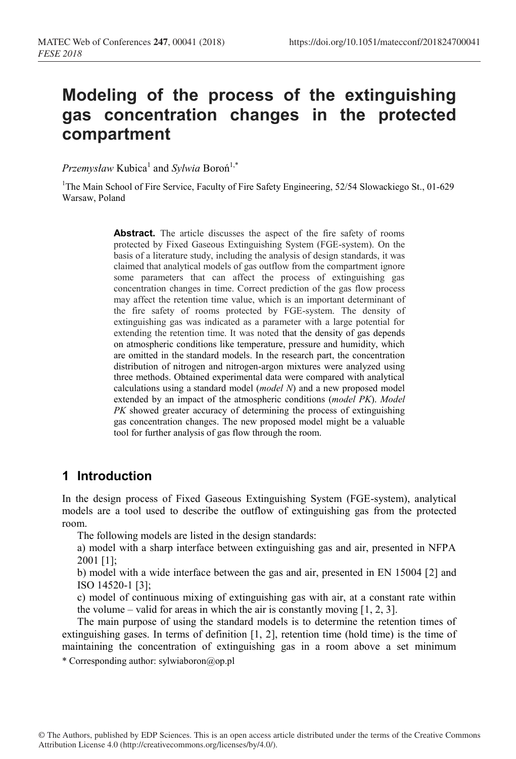# Modeling of the process of the extinguishing gas concentration changes in the protected compartment

*Przemysław* Kubica[1] and *Sylwia* Boroń[1,*]

[1]The Main School of Fire Service, Faculty of Fire Safety Engineering, 52/54 Slowackiego St., 01-629 Warsaw, Poland

**Abstract.** The article discusses the aspect of the fire safety of rooms protected by Fixed Gaseous Extinguishing System (FGE-system). On the basis of a literature study, including the analysis of design standards, it was claimed that analytical models of gas outflow from the compartment ignore some parameters that can affect the process of extinguishing gas concentration changes in time. Correct prediction of the gas flow process may affect the retention time value, which is an important determinant of the fire safety of rooms protected by FGE-system. The density of extinguishing gas was indicated as a parameter with a large potential for extending the retention time. It was noted that the density of gas depends on atmospheric conditions like temperature, pressure and humidity, which are omitted in the standard models. In the research part, the concentration distribution of nitrogen and nitrogen-argon mixtures were analyzed using three methods. Obtained experimental data were compared with analytical calculations using a standard model (*model N*) and a new proposed model extended by an impact of the atmospheric conditions (*model PK*). *Model PK* showed greater accuracy of determining the process of extinguishing gas concentration changes. The new proposed model might be a valuable tool for further analysis of gas flow through the room.

## 1 Introduction

In the design process of Fixed Gaseous Extinguishing System (FGE-system), analytical models are a tool used to describe the outflow of extinguishing gas from the protected room.

The following models are listed in the design standards:

a) model with a sharp interface between extinguishing gas and air, presented in NFPA 2001 [1];

b) model with a wide interface between the gas and air, presented in EN 15004 [2] and ISO 14520-1 [3];

c) model of continuous mixing of extinguishing gas with air, at a constant rate within the volume – valid for areas in which the air is constantly moving [1, 2, 3].

The main purpose of using the standard models is to determine the retention times of extinguishing gases. In terms of definition [1, 2], retention time (hold time) is the time of maintaining the concentration of extinguishing gas in a room above a set minimum

\* Corresponding author: sylwiaboron@op.pl

© The Authors, published by EDP Sciences. This is an open access article distributed under the terms of the Creative Commons Attribution License 4.0 (http://creativecommons.org/licenses/by/4.0/).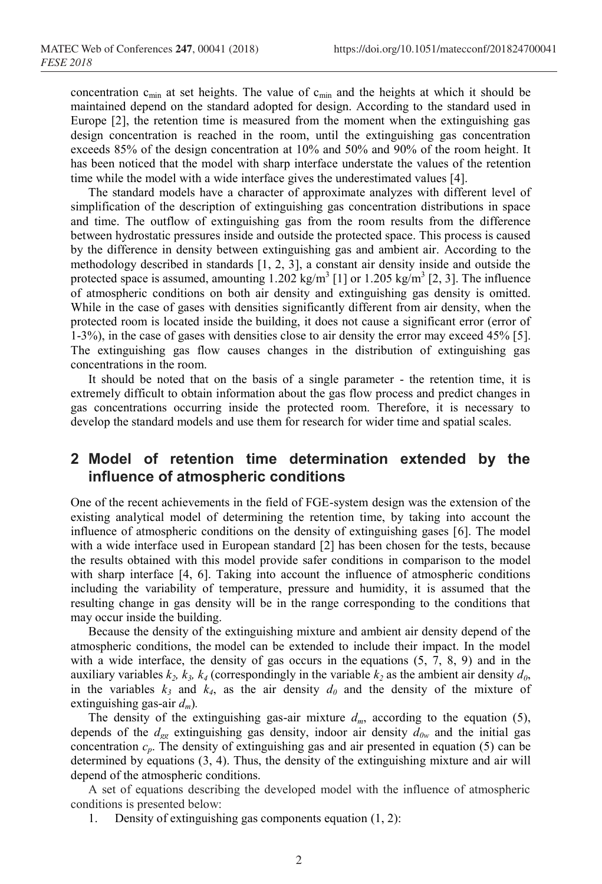concentration $c_{min}$ at set heights. The value of $c_{min}$ and the heights at which it should be maintained depend on the standard adopted for design. According to the standard used in Europe [2], the retention time is measured from the moment when the extinguishing gas design concentration is reached in the room, until the extinguishing gas concentration exceeds 85% of the design concentration at 10% and 50% and 90% of the room height. It has been noticed that the model with sharp interface understate the values of the retention time while the model with a wide interface gives the underestimated values [4].

The standard models have a character of approximate analyzes with different level of simplification of the description of extinguishing gas concentration distributions in space and time. The outflow of extinguishing gas from the room results from the difference between hydrostatic pressures inside and outside the protected space. This process is caused by the difference in density between extinguishing gas and ambient air. According to the methodology described in standards [1, 2, 3], a constant air density inside and outside the protected space is assumed, amounting 1.202 kg/m$^3$ [1] or 1.205 kg/m$^3$ [2, 3]. The influence of atmospheric conditions on both air density and extinguishing gas density is omitted. While in the case of gases with densities significantly different from air density, when the protected room is located inside the building, it does not cause a significant error (error of 1-3%), in the case of gases with densities close to air density the error may exceed 45% [5]. The extinguishing gas flow causes changes in the distribution of extinguishing gas concentrations in the room.

It should be noted that on the basis of a single parameter - the retention time, it is extremely difficult to obtain information about the gas flow process and predict changes in gas concentrations occurring inside the protected room. Therefore, it is necessary to develop the standard models and use them for research for wider time and spatial scales.

## 2 Model of retention time determination extended by the influence of atmospheric conditions

One of the recent achievements in the field of FGE-system design was the extension of the existing analytical model of determining the retention time, by taking into account the influence of atmospheric conditions on the density of extinguishing gases [6]. The model with a wide interface used in European standard [2] has been chosen for the tests, because the results obtained with this model provide safer conditions in comparison to the model with sharp interface [4, 6]. Taking into account the influence of atmospheric conditions including the variability of temperature, pressure and humidity, it is assumed that the resulting change in gas density will be in the range corresponding to the conditions that may occur inside the building.

Because the density of the extinguishing mixture and ambient air density depend of the atmospheric conditions, the model can be extended to include their impact. In the model with a wide interface, the density of gas occurs in the equations (5, 7, 8, 9) and in the auxiliary variables $k_2$, $k_3$, $k_4$ (correspondingly in the variable $k_2$ as the ambient air density $d_0$, in the variables $k_3$ and $k_4$, as the air density $d_0$ and the density of the mixture of extinguishing gas-air $d_m$).

The density of the extinguishing gas-air mixture $d_m$, according to the equation (5), depends of the $d_{gg}$ extinguishing gas density, indoor air density $d_{0w}$ and the initial gas concentration $c_p$. The density of extinguishing gas and air presented in equation (5) can be determined by equations (3, 4). Thus, the density of the extinguishing mixture and air will depend of the atmospheric conditions.

A set of equations describing the developed model with the influence of atmospheric conditions is presented below:

1. Density of extinguishing gas components equation (1, 2):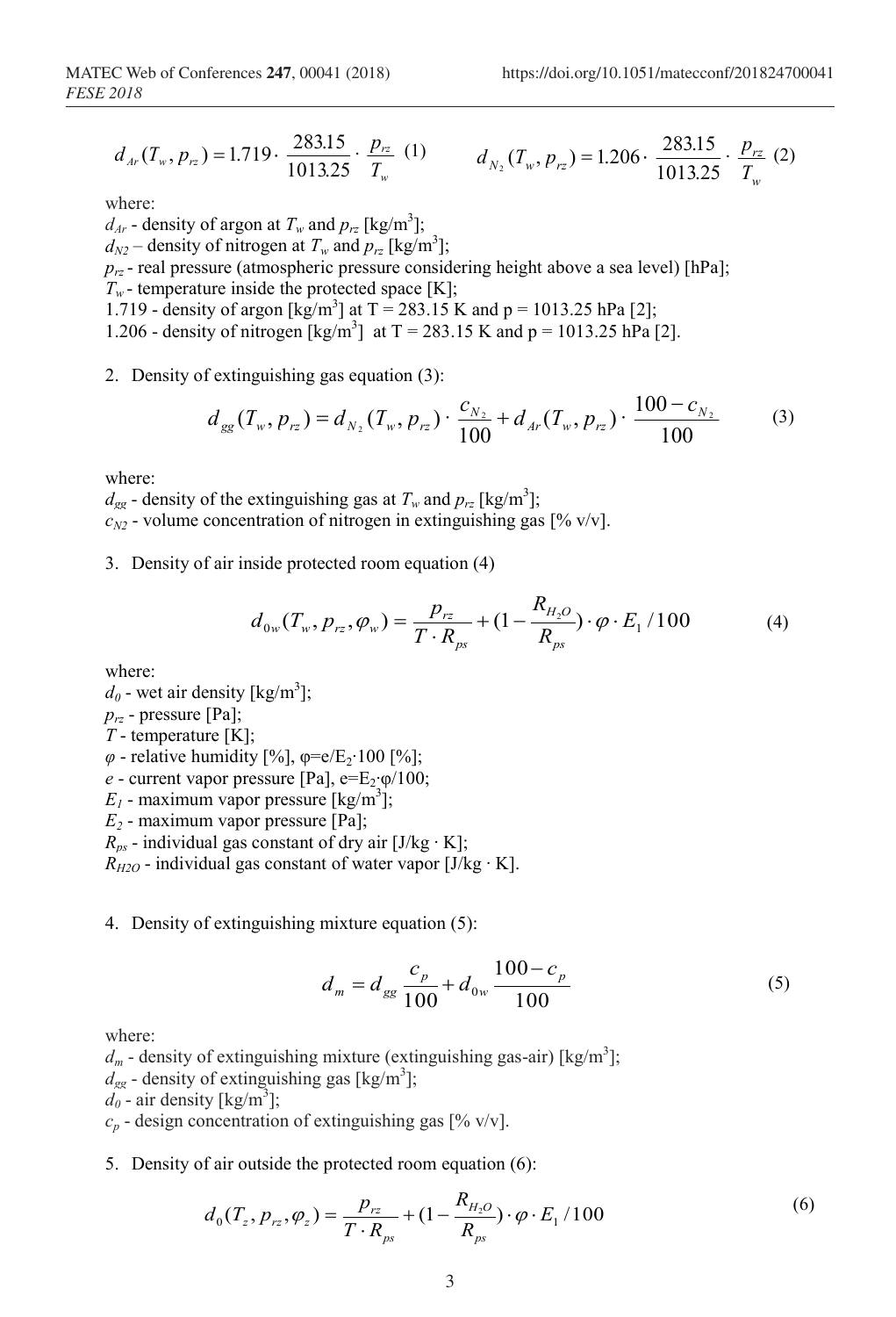$$d_{Ar}(T_w, p_{rz}) = 1.719 \cdot \frac{283.15}{1013.25} \cdot \frac{p_{rz}}{T_w} \quad (1) \qquad d_{N_2}(T_w, p_{rz}) = 1.206 \cdot \frac{283.15}{1013.25} \cdot \frac{p_{rz}}{T_w} \quad (2)$$

where:

$d_{Ar}$ - density of argon at $T_w$ and $p_{rz}$ [kg/m$^3$];
$d_{N2}$ – density of nitrogen at $T_w$ and $p_{rz}$ [kg/m$^3$];
$p_{rz}$ - real pressure (atmospheric pressure considering height above a sea level) [hPa];
$T_w$ - temperature inside the protected space [K];
1.719 - density of argon [kg/m$^3$] at T = 283.15 K and p = 1013.25 hPa [2];
1.206 - density of nitrogen [kg/m$^3$] at T = 283.15 K and p = 1013.25 hPa [2].

2. Density of extinguishing gas equation (3):

$$d_{gg}(T_w, p_{rz}) = d_{N_2}(T_w, p_{rz}) \cdot \frac{c_{N_2}}{100} + d_{Ar}(T_w, p_{rz}) \cdot \frac{100 - c_{N_2}}{100} \qquad (3)$$

where:

$d_{gg}$ - density of the extinguishing gas at $T_w$ and $p_{rz}$ [kg/m$^3$];
$c_{N2}$ - volume concentration of nitrogen in extinguishing gas [% v/v].

3. Density of air inside protected room equation (4)

$$d_{0w}(T_w, p_{rz}, \varphi_w) = \frac{p_{rz}}{T \cdot R_{ps}} + (1 - \frac{R_{H_2O}}{R_{ps}}) \cdot \varphi \cdot E_1 / 100 \qquad (4)$$

where:

$d_0$ - wet air density [kg/m$^3$];
$p_{rz}$ - pressure [Pa];
$T$ - temperature [K];
$\varphi$ - relative humidity [%], $\varphi = e/E_2 \cdot 100$ [%];
$e$ - current vapor pressure [Pa], $e = E_2 \cdot \varphi/100$;
$E_1$ - maximum vapor pressure [kg/m$^3$];
$E_2$ - maximum vapor pressure [Pa];
$R_{ps}$ - individual gas constant of dry air [J/kg · K];
$R_{H2O}$ - individual gas constant of water vapor [J/kg · K].

4. Density of extinguishing mixture equation (5):

$$d_m = d_{gg} \frac{c_p}{100} + d_{0w} \frac{100 - c_p}{100} \qquad (5)$$

where:

$d_m$ - density of extinguishing mixture (extinguishing gas-air) [kg/m$^3$];
$d_{gg}$ - density of extinguishing gas [kg/m$^3$];
$d_0$ - air density [kg/m$^3$];
$c_p$ - design concentration of extinguishing gas [% v/v].

5. Density of air outside the protected room equation (6):

$$d_0(T_z, p_{rz}, \varphi_z) = \frac{p_{rz}}{T \cdot R_{ps}} + (1 - \frac{R_{H_2O}}{R_{ps}}) \cdot \varphi \cdot E_1 / 100 \qquad (6)$$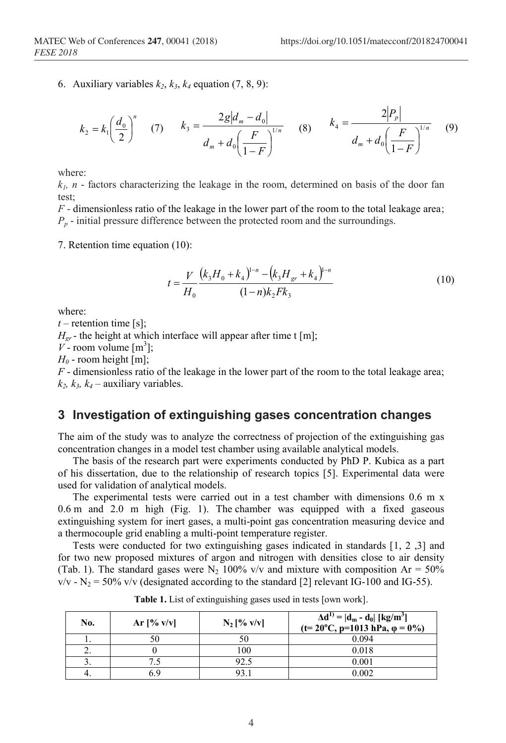6. Auxiliary variables $k_2$, $k_3$, $k_4$ equation (7, 8, 9):

$$k_2 = k_1\left(\frac{d_0}{2}\right)^n \quad (7) \qquad k_3 = \frac{2g\left|d_m - d_0\right|}{d_m + d_0\left(\frac{F}{1-F}\right)^{1/n}} \quad (8) \qquad k_4 = \frac{2\left|P_p\right|}{d_m + d_0\left(\frac{F}{1-F}\right)^{1/n}} \quad (9)$$

where:

$k_1$, $n$ - factors characterizing the leakage in the room, determined on basis of the door fan test;

$F$ - dimensionless ratio of the leakage in the lower part of the room to the total leakage area;

$P_p$ - initial pressure difference between the protected room and the surroundings.

7. Retention time equation (10):

$$t = \frac{V}{H_0}\frac{\left(k_3 H_0 + k_4\right)^{1-n} - \left(k_3 H_{gr} + k_4\right)^{1-n}}{(1-n)k_2 F k_3} \tag{10}$$

where:

$t$ – retention time [s];

$H_{gr}$ - the height at which interface will appear after time t [m];

$V$ - room volume [m$^3$];

$H_0$ - room height [m];

$F$ - dimensionless ratio of the leakage in the lower part of the room to the total leakage area;

$k_2$, $k_3$, $k_4$ – auxiliary variables.

## 3 Investigation of extinguishing gases concentration changes

The aim of the study was to analyze the correctness of projection of the extinguishing gas concentration changes in a model test chamber using available analytical models.

The basis of the research part were experiments conducted by PhD P. Kubica as a part of his dissertation, due to the relationship of research topics [5]. Experimental data were used for validation of analytical models.

The experimental tests were carried out in a test chamber with dimensions 0.6 m x 0.6 m and 2.0 m high (Fig. 1). The chamber was equipped with a fixed gaseous extinguishing system for inert gases, a multi-point gas concentration measuring device and a thermocouple grid enabling a multi-point temperature register.

Tests were conducted for two extinguishing gases indicated in standards [1, 2 ,3] and for two new proposed mixtures of argon and nitrogen with densities close to air density (Tab. 1). The standard gases were $N_2$ 100% v/v and mixture with composition Ar = 50% v/v - $N_2$ = 50% v/v (designated according to the standard [2] relevant IG-100 and IG-55).

**Table 1.** List of extinguishing gases used in tests [own work].

| No. | Ar [% v/v] | $N_2$ [% v/v] | $\Delta d^{1)} = \left|d_m - d_0\right|$ [kg/m$^3$] (t= 20$^o$C, p=1013 hPa, φ = 0%) |
|---|---|---|---|
| 1. | 50 | 50 | 0.094 |
| 2. | 0 | 100 | 0.018 |
| 3. | 7.5 | 92.5 | 0.001 |
| 4. | 6.9 | 93.1 | 0.002 |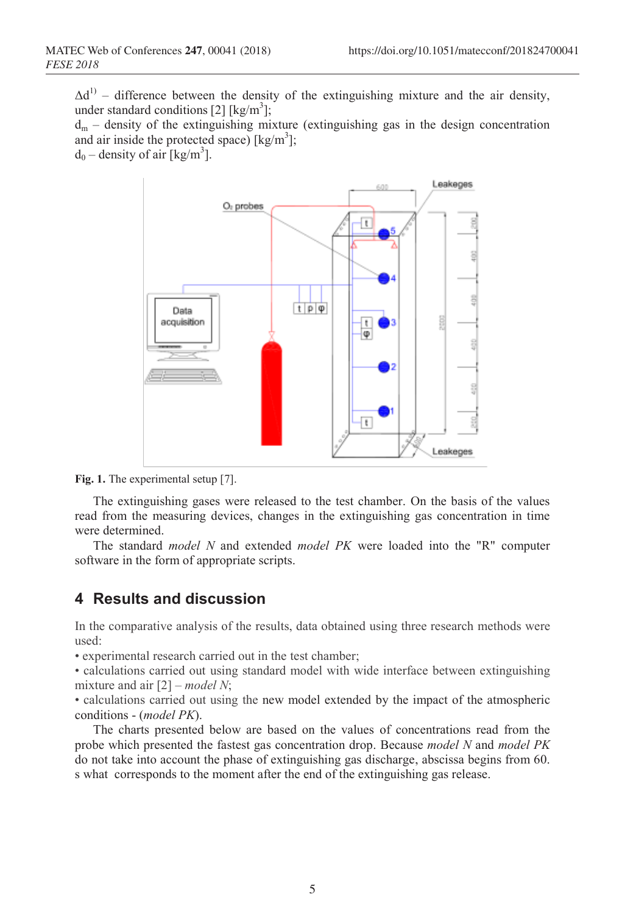$\Delta d^{1)}$ – difference between the density of the extinguishing mixture and the air density, under standard conditions [2] [kg/m$^3$];
$d_m$ – density of the extinguishing mixture (extinguishing gas in the design concentration and air inside the protected space) [kg/m$^3$];
$d_0$ – density of air [kg/m$^3$].

**Fig. 1.** The experimental setup [7].

The extinguishing gases were released to the test chamber. On the basis of the values read from the measuring devices, changes in the extinguishing gas concentration in time were determined.

The standard *model N* and extended *model PK* were loaded into the "R" computer software in the form of appropriate scripts.

## 4 Results and discussion

In the comparative analysis of the results, data obtained using three research methods were used:

• experimental research carried out in the test chamber;
• calculations carried out using standard model with wide interface between extinguishing mixture and air [2] – *model N*;
• calculations carried out using the new model extended by the impact of the atmospheric conditions - (*model PK*).

The charts presented below are based on the values of concentrations read from the probe which presented the fastest gas concentration drop. Because *model N* and *model PK* do not take into account the phase of extinguishing gas discharge, abscissa begins from 60. s what corresponds to the moment after the end of the extinguishing gas release.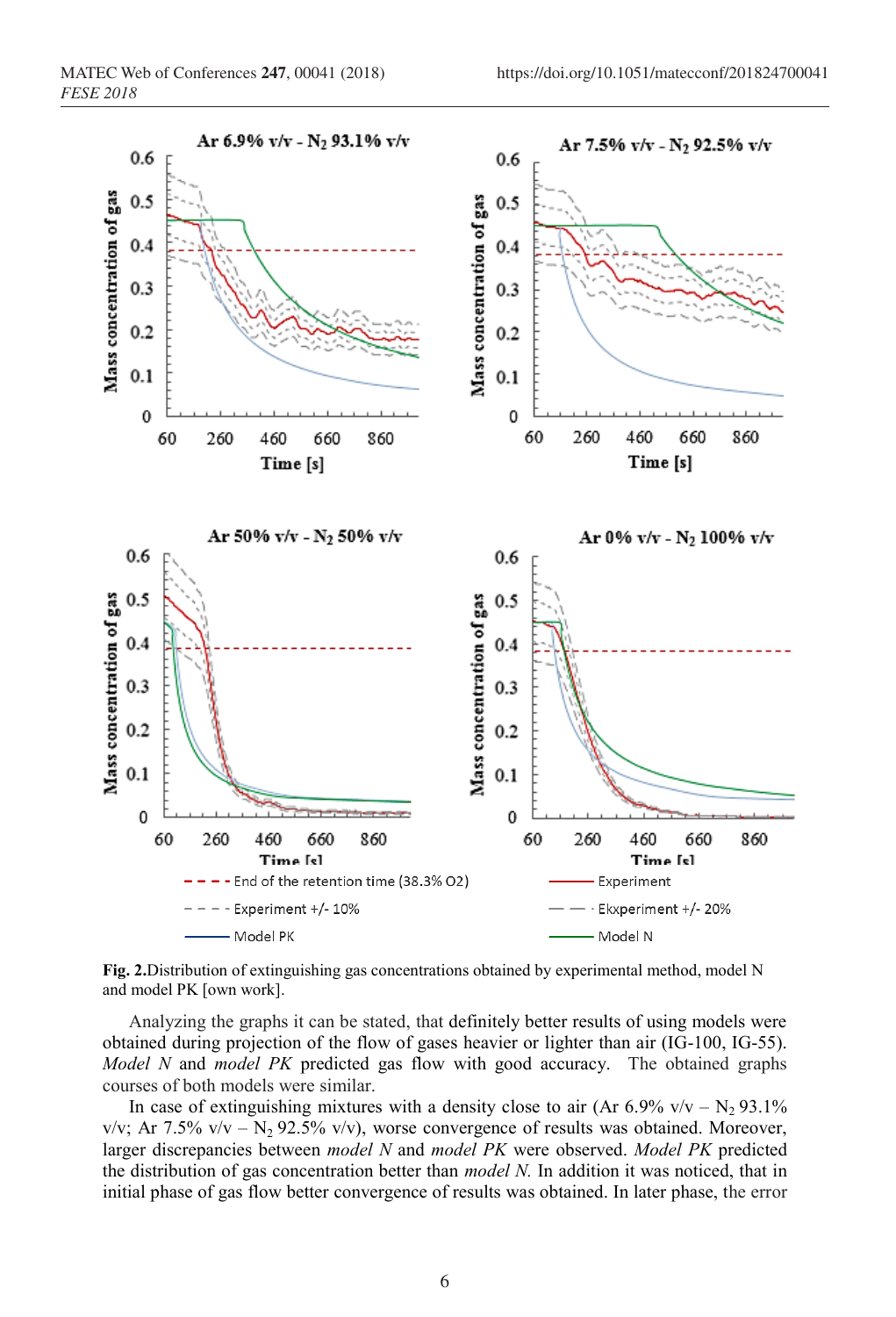**Fig. 2.** Distribution of extinguishing gas concentrations obtained by experimental method, model N and model PK [own work].

Analyzing the graphs it can be stated, that definitely better results of using models were obtained during projection of the flow of gases heavier or lighter than air (IG-100, IG-55). *Model N* and *model PK* predicted gas flow with good accuracy. The obtained graphs courses of both models were similar.

In case of extinguishing mixtures with a density close to air (Ar 6.9% v/v – $N_2$ 93.1% v/v; Ar 7.5% v/v – $N_2$ 92.5% v/v), worse convergence of results was obtained. Moreover, larger discrepancies between *model N* and *model PK* were observed. *Model PK* predicted the distribution of gas concentration better than *model N.* In addition it was noticed, that in initial phase of gas flow better convergence of results was obtained. In later phase, the error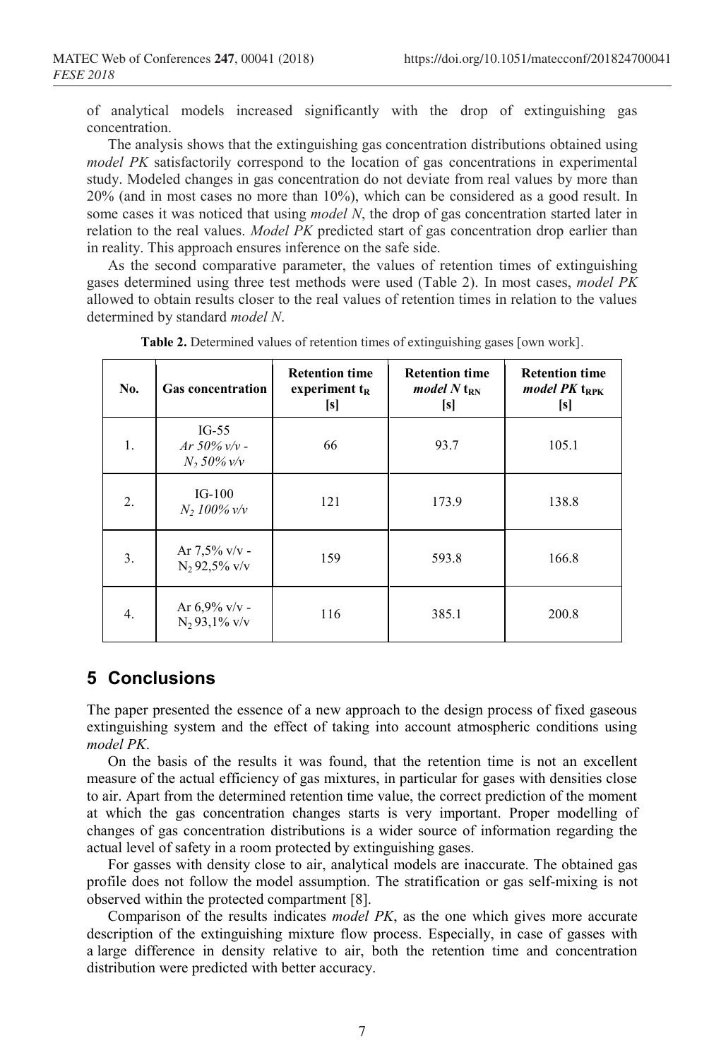of analytical models increased significantly with the drop of extinguishing gas concentration.

The analysis shows that the extinguishing gas concentration distributions obtained using *model PK* satisfactorily correspond to the location of gas concentrations in experimental study. Modeled changes in gas concentration do not deviate from real values by more than 20% (and in most cases no more than 10%), which can be considered as a good result. In some cases it was noticed that using *model N*, the drop of gas concentration started later in relation to the real values. *Model PK* predicted start of gas concentration drop earlier than in reality. This approach ensures inference on the safe side.

As the second comparative parameter, the values of retention times of extinguishing gases determined using three test methods were used (Table 2). In most cases, *model PK* allowed to obtain results closer to the real values of retention times in relation to the values determined by standard *model N*.

**Table 2.** Determined values of retention times of extinguishing gases [own work].

| No. | Gas concentration | Retention time experiment $t_R$ [s] | Retention time *model N* $t_{RN}$ [s] | Retention time *model PK* $t_{RPK}$ [s] |
|---|---|---|---|---|
| 1. | IG-55 *Ar 50% v/v - $N_2$ 50% v/v* | 66 | 93.7 | 105.1 |
| 2. | IG-100 *$N_2$ 100% v/v* | 121 | 173.9 | 138.8 |
| 3. | Ar 7,5% v/v - $N_2$ 92,5% v/v | 159 | 593.8 | 166.8 |
| 4. | Ar 6,9% v/v - $N_2$ 93,1% v/v | 116 | 385.1 | 200.8 |

## 5 Conclusions

The paper presented the essence of a new approach to the design process of fixed gaseous extinguishing system and the effect of taking into account atmospheric conditions using *model PK*.

On the basis of the results it was found, that the retention time is not an excellent measure of the actual efficiency of gas mixtures, in particular for gases with densities close to air. Apart from the determined retention time value, the correct prediction of the moment at which the gas concentration changes starts is very important. Proper modelling of changes of gas concentration distributions is a wider source of information regarding the actual level of safety in a room protected by extinguishing gases.

For gasses with density close to air, analytical models are inaccurate. The obtained gas profile does not follow the model assumption. The stratification or gas self-mixing is not observed within the protected compartment [8].

Comparison of the results indicates *model PK*, as the one which gives more accurate description of the extinguishing mixture flow process. Especially, in case of gasses with a large difference in density relative to air, both the retention time and concentration distribution were predicted with better accuracy.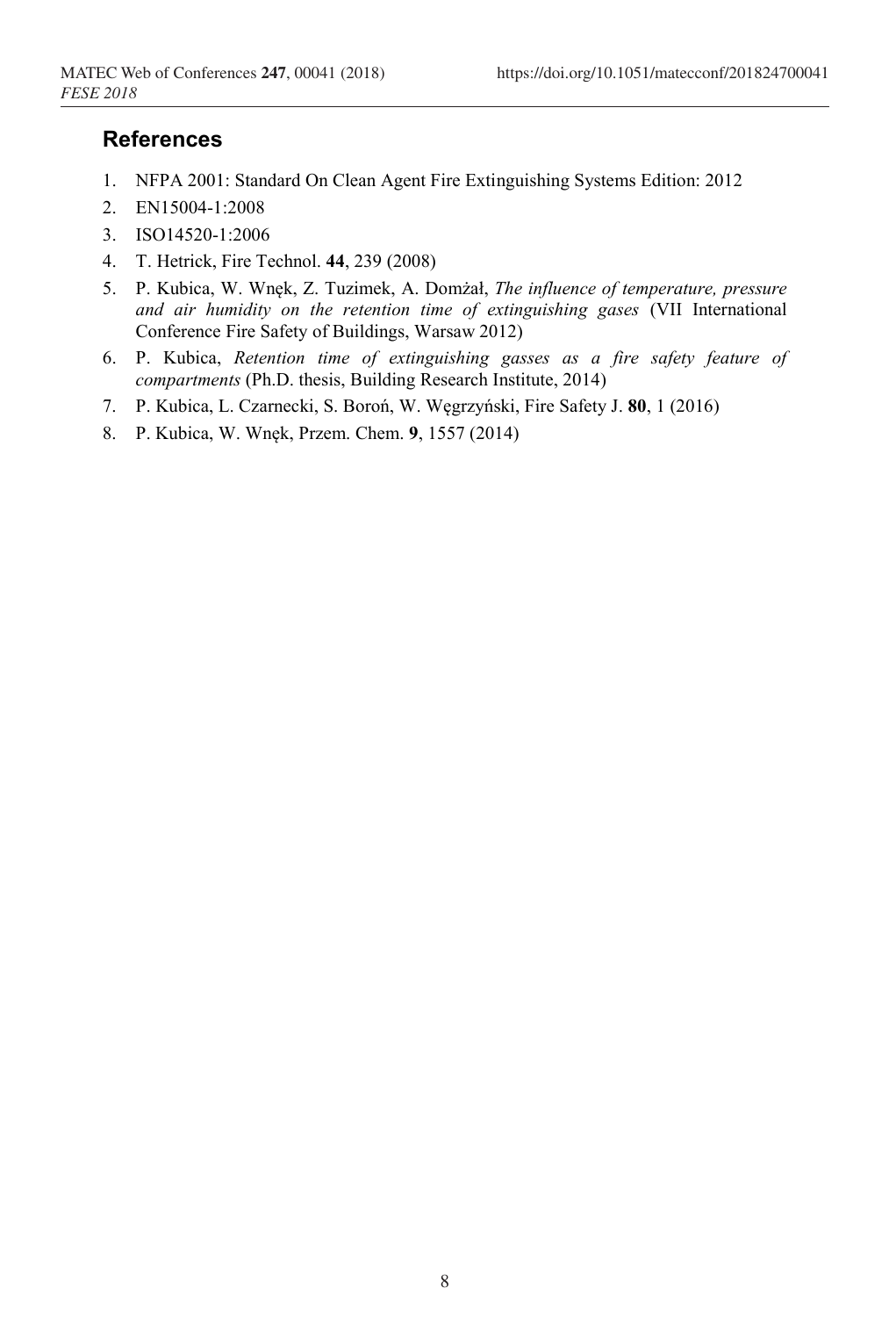## References

1. NFPA 2001: Standard On Clean Agent Fire Extinguishing Systems Edition: 2012
2. EN15004-1:2008
3. ISO14520-1:2006
4. T. Hetrick, Fire Technol. **44**, 239 (2008)
5. P. Kubica, W. Wnęk, Z. Tuzimek, A. Domżał, *The influence of temperature, pressure and air humidity on the retention time of extinguishing gases* (VII International Conference Fire Safety of Buildings, Warsaw 2012)
6. P. Kubica, *Retention time of extinguishing gasses as a fire safety feature of compartments* (Ph.D. thesis, Building Research Institute, 2014)
7. P. Kubica, L. Czarnecki, S. Boroń, W. Węgrzyński, Fire Safety J. **80**, 1 (2016)
8. P. Kubica, W. Wnęk, Przem. Chem. **9**, 1557 (2014)